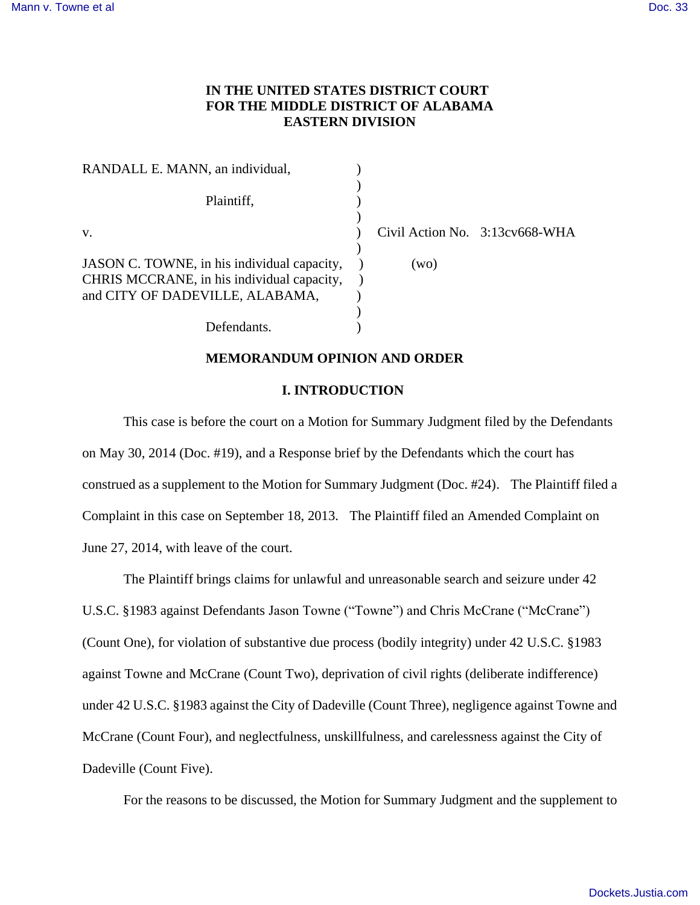IN THE UNITED STATES DISTRICT COURT
FOR THE MIDDLE DISTRICT OF ALABAMA
EASTERN DIVISION

RANDALL E. MANN, an individual,

Plaintiff,

v.

Civil Action No. 3:13cv668-WHA

(wo)

JASON C. TOWNE, in his individual capacity, CHRIS MCCRANE, in his individual capacity, and CITY OF DADEVILLE, ALABAMA,

Defendants.

**MEMORANDUM OPINION AND ORDER**

## I. INTRODUCTION

This case is before the court on a Motion for Summary Judgment filed by the Defendants on May 30, 2014 (Doc. #19), and a Response brief by the Defendants which the court has construed as a supplement to the Motion for Summary Judgment (Doc. #24). The Plaintiff filed a Complaint in this case on September 18, 2013. The Plaintiff filed an Amended Complaint on June 27, 2014, with leave of the court.

The Plaintiff brings claims for unlawful and unreasonable search and seizure under 42 U.S.C. §1983 against Defendants Jason Towne ("Towne") and Chris McCrane ("McCrane") (Count One), for violation of substantive due process (bodily integrity) under 42 U.S.C. §1983 against Towne and McCrane (Count Two), deprivation of civil rights (deliberate indifference) under 42 U.S.C. §1983 against the City of Dadeville (Count Three), negligence against Towne and McCrane (Count Four), and neglectfulness, unskillfulness, and carelessness against the City of Dadeville (Count Five).

For the reasons to be discussed, the Motion for Summary Judgment and the supplement to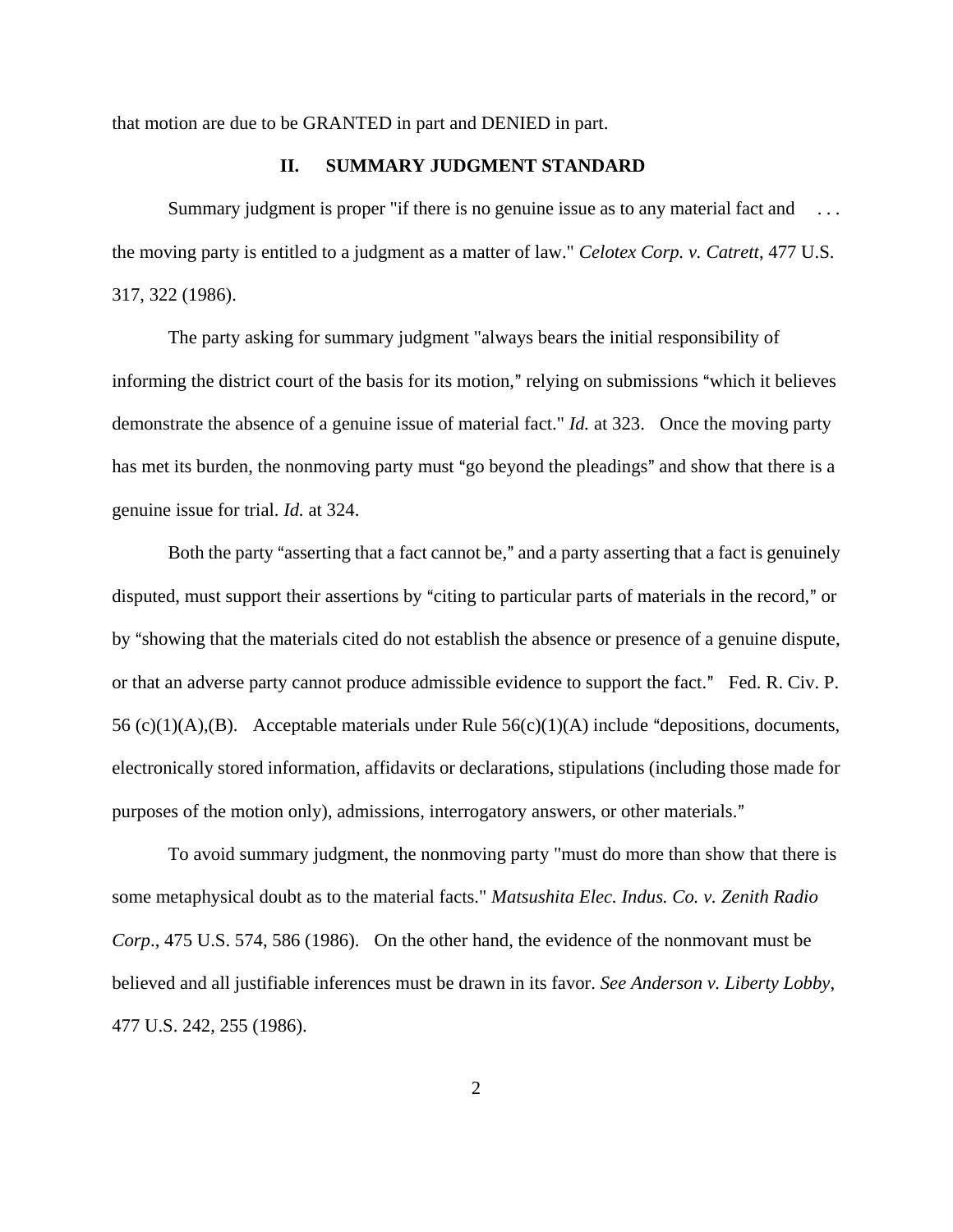that motion are due to be GRANTED in part and DENIED in part.

## II. SUMMARY JUDGMENT STANDARD

Summary judgment is proper "if there is no genuine issue as to any material fact and . . . the moving party is entitled to a judgment as a matter of law." *Celotex Corp. v. Catrett*, 477 U.S. 317, 322 (1986).

The party asking for summary judgment "always bears the initial responsibility of informing the district court of the basis for its motion," relying on submissions "which it believes demonstrate the absence of a genuine issue of material fact." *Id.* at 323. Once the moving party has met its burden, the nonmoving party must "go beyond the pleadings" and show that there is a genuine issue for trial. *Id.* at 324.

Both the party "asserting that a fact cannot be," and a party asserting that a fact is genuinely disputed, must support their assertions by "citing to particular parts of materials in the record," or by "showing that the materials cited do not establish the absence or presence of a genuine dispute, or that an adverse party cannot produce admissible evidence to support the fact." Fed. R. Civ. P. 56 (c)(1)(A),(B). Acceptable materials under Rule 56(c)(1)(A) include "depositions, documents, electronically stored information, affidavits or declarations, stipulations (including those made for purposes of the motion only), admissions, interrogatory answers, or other materials."

To avoid summary judgment, the nonmoving party "must do more than show that there is some metaphysical doubt as to the material facts." *Matsushita Elec. Indus. Co. v. Zenith Radio Corp*., 475 U.S. 574, 586 (1986). On the other hand, the evidence of the nonmovant must be believed and all justifiable inferences must be drawn in its favor. *See Anderson v. Liberty Lobby*, 477 U.S. 242, 255 (1986).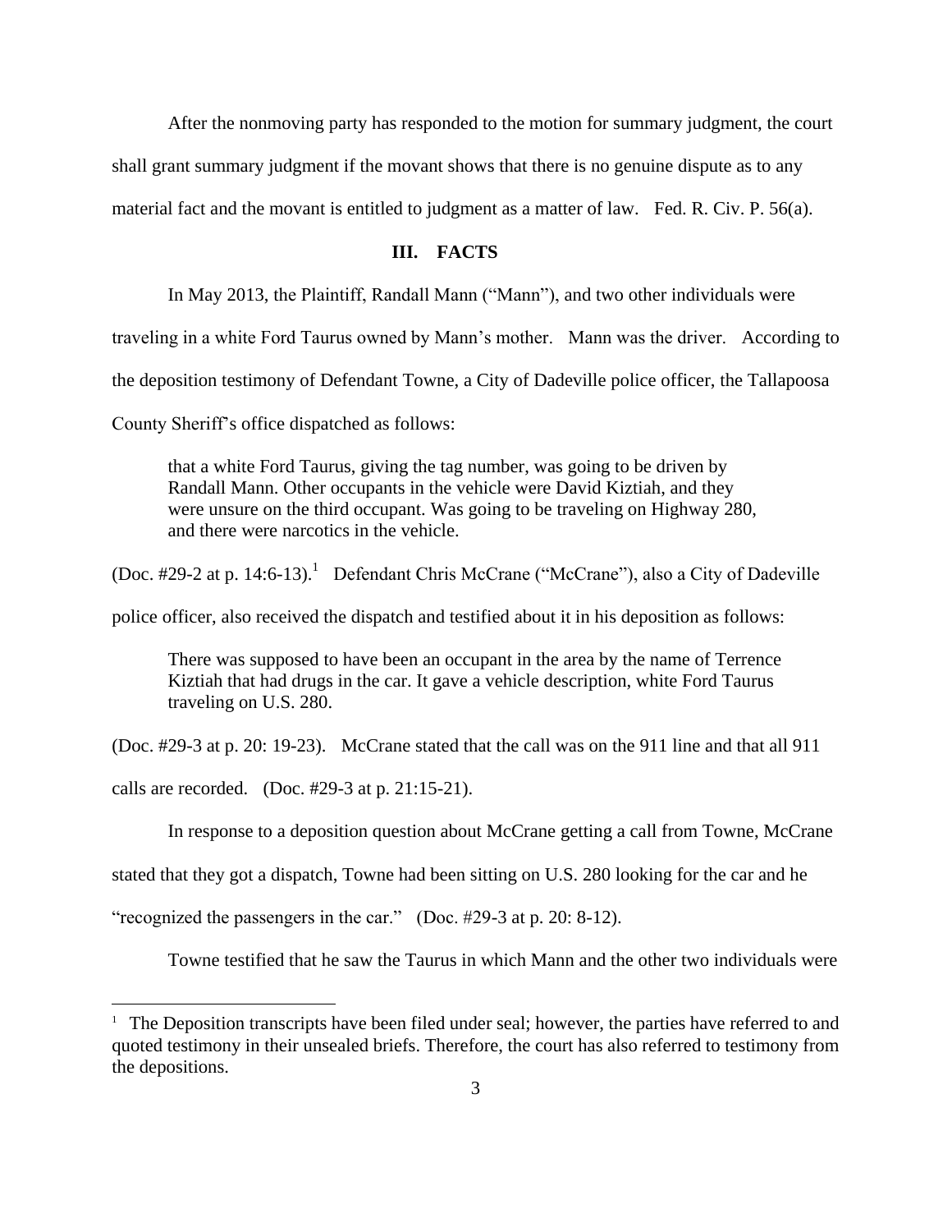After the nonmoving party has responded to the motion for summary judgment, the court shall grant summary judgment if the movant shows that there is no genuine dispute as to any material fact and the movant is entitled to judgment as a matter of law. Fed. R. Civ. P. 56(a).

## III. FACTS

In May 2013, the Plaintiff, Randall Mann ("Mann"), and two other individuals were traveling in a white Ford Taurus owned by Mann's mother. Mann was the driver. According to the deposition testimony of Defendant Towne, a City of Dadeville police officer, the Tallapoosa County Sheriff's office dispatched as follows:

> that a white Ford Taurus, giving the tag number, was going to be driven by Randall Mann. Other occupants in the vehicle were David Kiztiah, and they were unsure on the third occupant. Was going to be traveling on Highway 280, and there were narcotics in the vehicle.

(Doc. #29-2 at p. 14:6-13).[1] Defendant Chris McCrane ("McCrane"), also a City of Dadeville police officer, also received the dispatch and testified about it in his deposition as follows:

> There was supposed to have been an occupant in the area by the name of Terrence Kiztiah that had drugs in the car. It gave a vehicle description, white Ford Taurus traveling on U.S. 280.

(Doc. #29-3 at p. 20: 19-23). McCrane stated that the call was on the 911 line and that all 911 calls are recorded. (Doc. #29-3 at p. 21:15-21).

In response to a deposition question about McCrane getting a call from Towne, McCrane stated that they got a dispatch, Towne had been sitting on U.S. 280 looking for the car and he "recognized the passengers in the car." (Doc. #29-3 at p. 20: 8-12).

Towne testified that he saw the Taurus in which Mann and the other two individuals were

[1] The Deposition transcripts have been filed under seal; however, the parties have referred to and quoted testimony in their unsealed briefs. Therefore, the court has also referred to testimony from the depositions.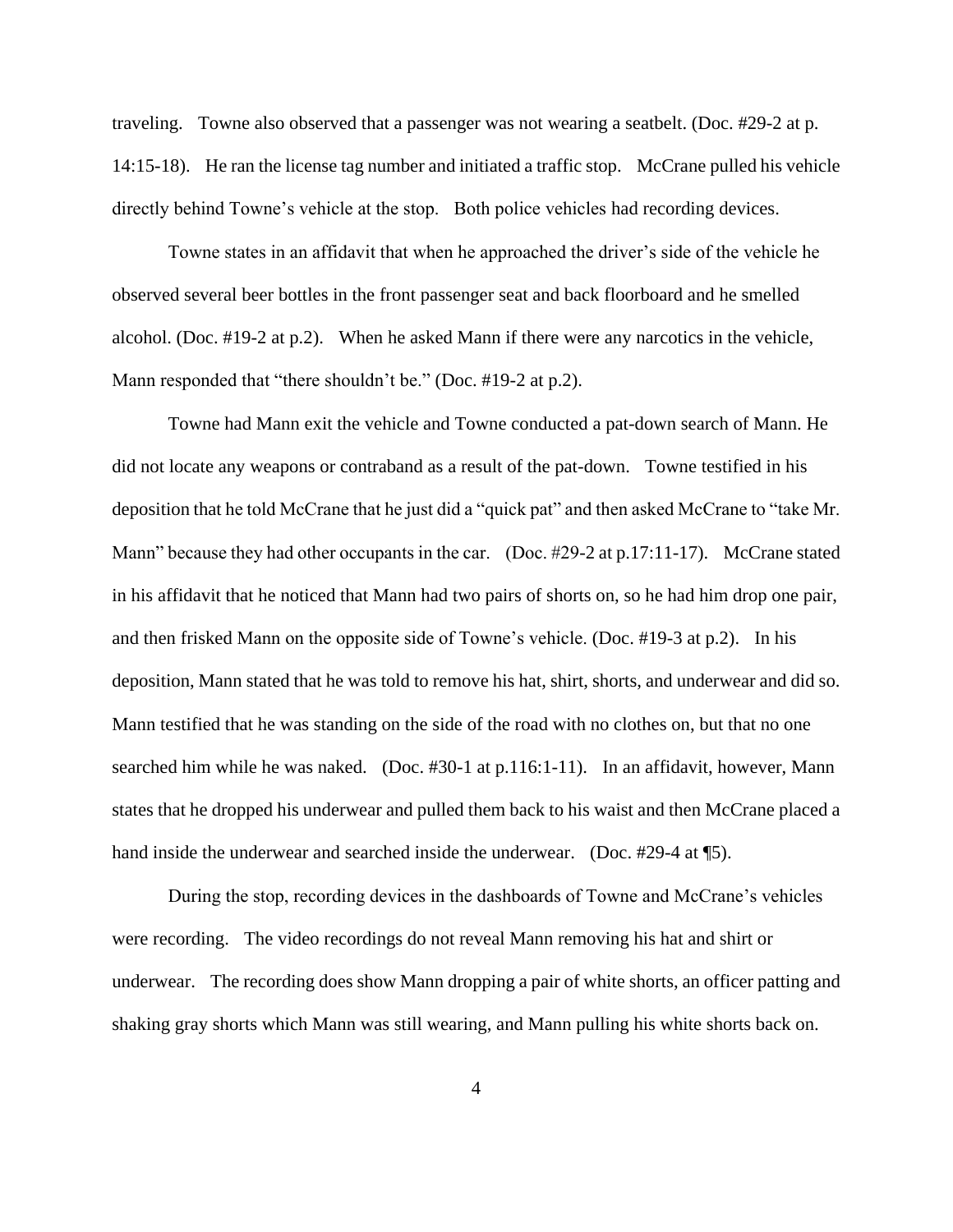traveling. Towne also observed that a passenger was not wearing a seatbelt. (Doc. #29-2 at p. 14:15-18). He ran the license tag number and initiated a traffic stop. McCrane pulled his vehicle directly behind Towne's vehicle at the stop. Both police vehicles had recording devices.

Towne states in an affidavit that when he approached the driver's side of the vehicle he observed several beer bottles in the front passenger seat and back floorboard and he smelled alcohol. (Doc. #19-2 at p.2). When he asked Mann if there were any narcotics in the vehicle, Mann responded that "there shouldn't be." (Doc. #19-2 at p.2).

Towne had Mann exit the vehicle and Towne conducted a pat-down search of Mann. He did not locate any weapons or contraband as a result of the pat-down. Towne testified in his deposition that he told McCrane that he just did a "quick pat" and then asked McCrane to "take Mr. Mann" because they had other occupants in the car. (Doc. #29-2 at p.17:11-17). McCrane stated in his affidavit that he noticed that Mann had two pairs of shorts on, so he had him drop one pair, and then frisked Mann on the opposite side of Towne's vehicle. (Doc. #19-3 at p.2). In his deposition, Mann stated that he was told to remove his hat, shirt, shorts, and underwear and did so. Mann testified that he was standing on the side of the road with no clothes on, but that no one searched him while he was naked. (Doc. #30-1 at p.116:1-11). In an affidavit, however, Mann states that he dropped his underwear and pulled them back to his waist and then McCrane placed a hand inside the underwear and searched inside the underwear. (Doc. #29-4 at ¶5).

During the stop, recording devices in the dashboards of Towne and McCrane's vehicles were recording. The video recordings do not reveal Mann removing his hat and shirt or underwear. The recording does show Mann dropping a pair of white shorts, an officer patting and shaking gray shorts which Mann was still wearing, and Mann pulling his white shorts back on.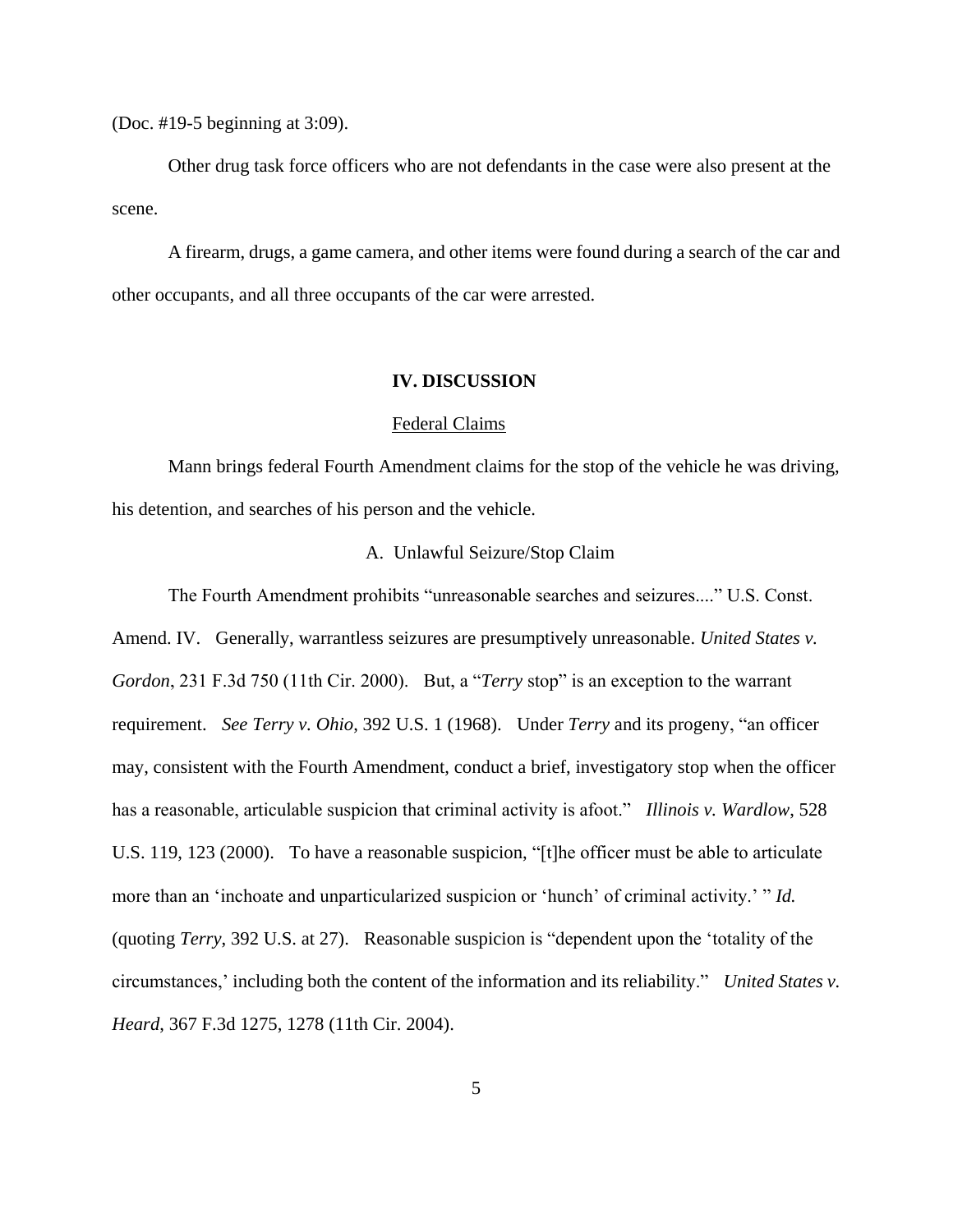(Doc. #19-5 beginning at 3:09).

Other drug task force officers who are not defendants in the case were also present at the scene.

A firearm, drugs, a game camera, and other items were found during a search of the car and other occupants, and all three occupants of the car were arrested.

## IV. DISCUSSION

### Federal Claims

Mann brings federal Fourth Amendment claims for the stop of the vehicle he was driving, his detention, and searches of his person and the vehicle.

#### A. Unlawful Seizure/Stop Claim

The Fourth Amendment prohibits "unreasonable searches and seizures...." U.S. Const. Amend. IV. Generally, warrantless seizures are presumptively unreasonable. *United States v. Gordon*, 231 F.3d 750 (11th Cir. 2000). But, a "*Terry* stop" is an exception to the warrant requirement. *See Terry v. Ohio*, 392 U.S. 1 (1968). Under *Terry* and its progeny, "an officer may, consistent with the Fourth Amendment, conduct a brief, investigatory stop when the officer has a reasonable, articulable suspicion that criminal activity is afoot." *Illinois v. Wardlow*, 528 U.S. 119, 123 (2000). To have a reasonable suspicion, "[t]he officer must be able to articulate more than an 'inchoate and unparticularized suspicion or 'hunch' of criminal activity.' " *Id.* (quoting *Terry*, 392 U.S. at 27). Reasonable suspicion is "dependent upon the 'totality of the circumstances,' including both the content of the information and its reliability." *United States v. Heard*, 367 F.3d 1275, 1278 (11th Cir. 2004).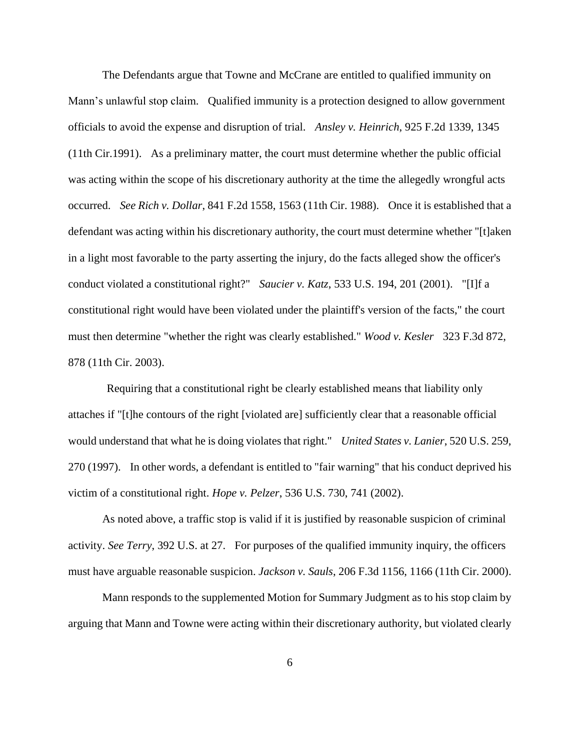The Defendants argue that Towne and McCrane are entitled to qualified immunity on Mann's unlawful stop claim. Qualified immunity is a protection designed to allow government officials to avoid the expense and disruption of trial. *Ansley v. Heinrich*, 925 F.2d 1339, 1345 (11th Cir.1991). As a preliminary matter, the court must determine whether the public official was acting within the scope of his discretionary authority at the time the allegedly wrongful acts occurred. *See Rich v. Dollar*, 841 F.2d 1558, 1563 (11th Cir. 1988). Once it is established that a defendant was acting within his discretionary authority, the court must determine whether "[t]aken in a light most favorable to the party asserting the injury, do the facts alleged show the officer's conduct violated a constitutional right?" *Saucier v. Katz*, 533 U.S. 194, 201 (2001). "[I]f a constitutional right would have been violated under the plaintiff's version of the facts," the court must then determine "whether the right was clearly established." *Wood v. Kesler* 323 F.3d 872, 878 (11th Cir. 2003).

Requiring that a constitutional right be clearly established means that liability only attaches if "[t]he contours of the right [violated are] sufficiently clear that a reasonable official would understand that what he is doing violates that right." *United States v. Lanier*, 520 U.S. 259, 270 (1997). In other words, a defendant is entitled to "fair warning" that his conduct deprived his victim of a constitutional right. *Hope v. Pelzer*, 536 U.S. 730, 741 (2002).

As noted above, a traffic stop is valid if it is justified by reasonable suspicion of criminal activity. *See Terry*, 392 U.S. at 27. For purposes of the qualified immunity inquiry, the officers must have arguable reasonable suspicion. *Jackson v. Sauls*, 206 F.3d 1156, 1166 (11th Cir. 2000).

Mann responds to the supplemented Motion for Summary Judgment as to his stop claim by arguing that Mann and Towne were acting within their discretionary authority, but violated clearly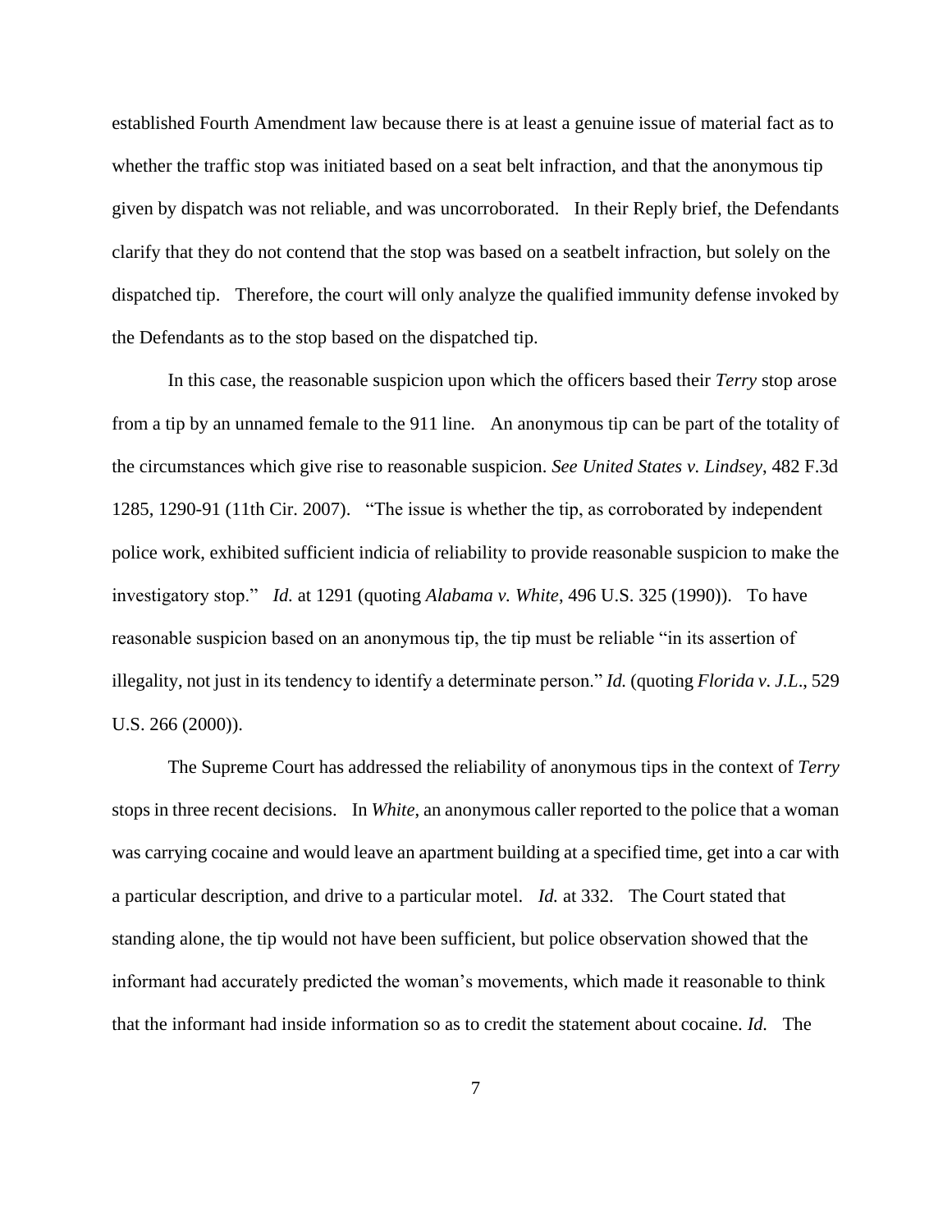established Fourth Amendment law because there is at least a genuine issue of material fact as to whether the traffic stop was initiated based on a seat belt infraction, and that the anonymous tip given by dispatch was not reliable, and was uncorroborated. In their Reply brief, the Defendants clarify that they do not contend that the stop was based on a seatbelt infraction, but solely on the dispatched tip. Therefore, the court will only analyze the qualified immunity defense invoked by the Defendants as to the stop based on the dispatched tip.

In this case, the reasonable suspicion upon which the officers based their *Terry* stop arose from a tip by an unnamed female to the 911 line. An anonymous tip can be part of the totality of the circumstances which give rise to reasonable suspicion. *See United States v. Lindsey*, 482 F.3d 1285, 1290-91 (11th Cir. 2007). "The issue is whether the tip, as corroborated by independent police work, exhibited sufficient indicia of reliability to provide reasonable suspicion to make the investigatory stop." *Id.* at 1291 (quoting *Alabama v. White*, 496 U.S. 325 (1990)). To have reasonable suspicion based on an anonymous tip, the tip must be reliable "in its assertion of illegality, not just in its tendency to identify a determinate person." *Id.* (quoting *Florida v. J.L.*, 529 U.S. 266 (2000)).

The Supreme Court has addressed the reliability of anonymous tips in the context of *Terry* stops in three recent decisions. In *White*, an anonymous caller reported to the police that a woman was carrying cocaine and would leave an apartment building at a specified time, get into a car with a particular description, and drive to a particular motel. *Id.* at 332. The Court stated that standing alone, the tip would not have been sufficient, but police observation showed that the informant had accurately predicted the woman's movements, which made it reasonable to think that the informant had inside information so as to credit the statement about cocaine. *Id.* The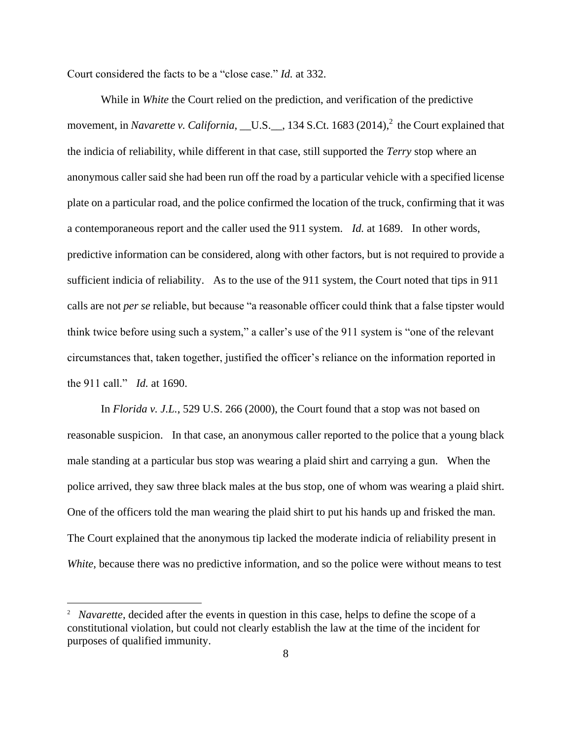Court considered the facts to be a "close case." *Id.* at 332.

While in *White* the Court relied on the prediction, and verification of the predictive movement, in *Navarette v. California*, __U.S.__, 134 S.Ct. 1683 (2014),[2] the Court explained that the indicia of reliability, while different in that case, still supported the *Terry* stop where an anonymous caller said she had been run off the road by a particular vehicle with a specified license plate on a particular road, and the police confirmed the location of the truck, confirming that it was a contemporaneous report and the caller used the 911 system. *Id.* at 1689. In other words, predictive information can be considered, along with other factors, but is not required to provide a sufficient indicia of reliability. As to the use of the 911 system, the Court noted that tips in 911 calls are not *per se* reliable, but because "a reasonable officer could think that a false tipster would think twice before using such a system," a caller's use of the 911 system is "one of the relevant circumstances that, taken together, justified the officer's reliance on the information reported in the 911 call." *Id.* at 1690.

In *Florida v. J.L.*, 529 U.S. 266 (2000), the Court found that a stop was not based on reasonable suspicion. In that case, an anonymous caller reported to the police that a young black male standing at a particular bus stop was wearing a plaid shirt and carrying a gun. When the police arrived, they saw three black males at the bus stop, one of whom was wearing a plaid shirt. One of the officers told the man wearing the plaid shirt to put his hands up and frisked the man. The Court explained that the anonymous tip lacked the moderate indicia of reliability present in *White*, because there was no predictive information, and so the police were without means to test

---

[2] *Navarette*, decided after the events in question in this case, helps to define the scope of a constitutional violation, but could not clearly establish the law at the time of the incident for purposes of qualified immunity.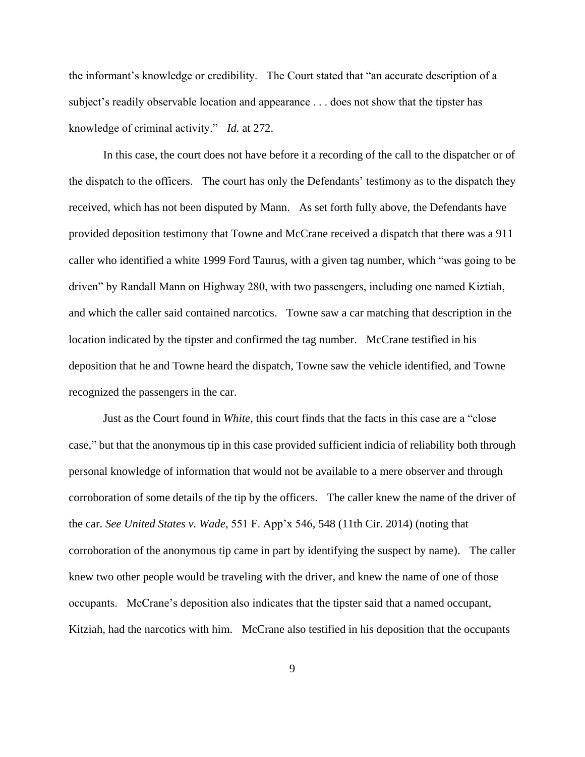the informant's knowledge or credibility. The Court stated that "an accurate description of a subject's readily observable location and appearance . . . does not show that the tipster has knowledge of criminal activity." *Id.* at 272.

In this case, the court does not have before it a recording of the call to the dispatcher or of the dispatch to the officers. The court has only the Defendants' testimony as to the dispatch they received, which has not been disputed by Mann. As set forth fully above, the Defendants have provided deposition testimony that Towne and McCrane received a dispatch that there was a 911 caller who identified a white 1999 Ford Taurus, with a given tag number, which "was going to be driven" by Randall Mann on Highway 280, with two passengers, including one named Kiztiah, and which the caller said contained narcotics. Towne saw a car matching that description in the location indicated by the tipster and confirmed the tag number. McCrane testified in his deposition that he and Towne heard the dispatch, Towne saw the vehicle identified, and Towne recognized the passengers in the car.

Just as the Court found in *White*, this court finds that the facts in this case are a "close case," but that the anonymous tip in this case provided sufficient indicia of reliability both through personal knowledge of information that would not be available to a mere observer and through corroboration of some details of the tip by the officers. The caller knew the name of the driver of the car. *See United States v. Wade*, 551 F. App'x 546, 548 (11th Cir. 2014) (noting that corroboration of the anonymous tip came in part by identifying the suspect by name). The caller knew two other people would be traveling with the driver, and knew the name of one of those occupants. McCrane's deposition also indicates that the tipster said that a named occupant, Kitziah, had the narcotics with him. McCrane also testified in his deposition that the occupants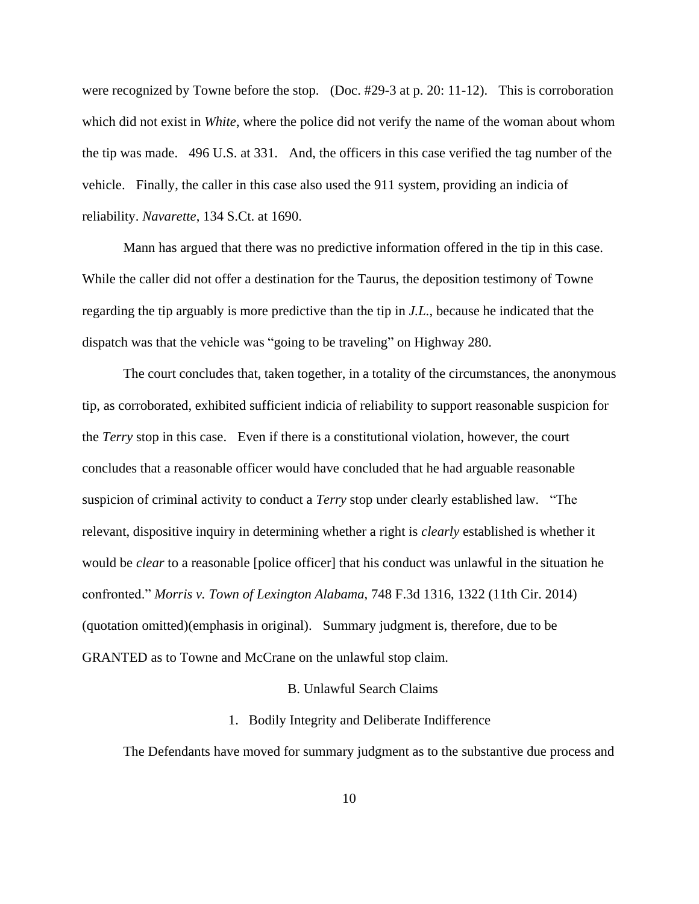were recognized by Towne before the stop. (Doc. #29-3 at p. 20: 11-12). This is corroboration which did not exist in *White*, where the police did not verify the name of the woman about whom the tip was made. 496 U.S. at 331. And, the officers in this case verified the tag number of the vehicle. Finally, the caller in this case also used the 911 system, providing an indicia of reliability. *Navarette*, 134 S.Ct. at 1690.

Mann has argued that there was no predictive information offered in the tip in this case. While the caller did not offer a destination for the Taurus, the deposition testimony of Towne regarding the tip arguably is more predictive than the tip in *J.L.*, because he indicated that the dispatch was that the vehicle was "going to be traveling" on Highway 280.

The court concludes that, taken together, in a totality of the circumstances, the anonymous tip, as corroborated, exhibited sufficient indicia of reliability to support reasonable suspicion for the *Terry* stop in this case. Even if there is a constitutional violation, however, the court concludes that a reasonable officer would have concluded that he had arguable reasonable suspicion of criminal activity to conduct a *Terry* stop under clearly established law. "The relevant, dispositive inquiry in determining whether a right is *clearly* established is whether it would be *clear* to a reasonable [police officer] that his conduct was unlawful in the situation he confronted." *Morris v. Town of Lexington Alabama*, 748 F.3d 1316, 1322 (11th Cir. 2014) (quotation omitted)(emphasis in original). Summary judgment is, therefore, due to be GRANTED as to Towne and McCrane on the unlawful stop claim.

B. Unlawful Search Claims

1. Bodily Integrity and Deliberate Indifference

The Defendants have moved for summary judgment as to the substantive due process and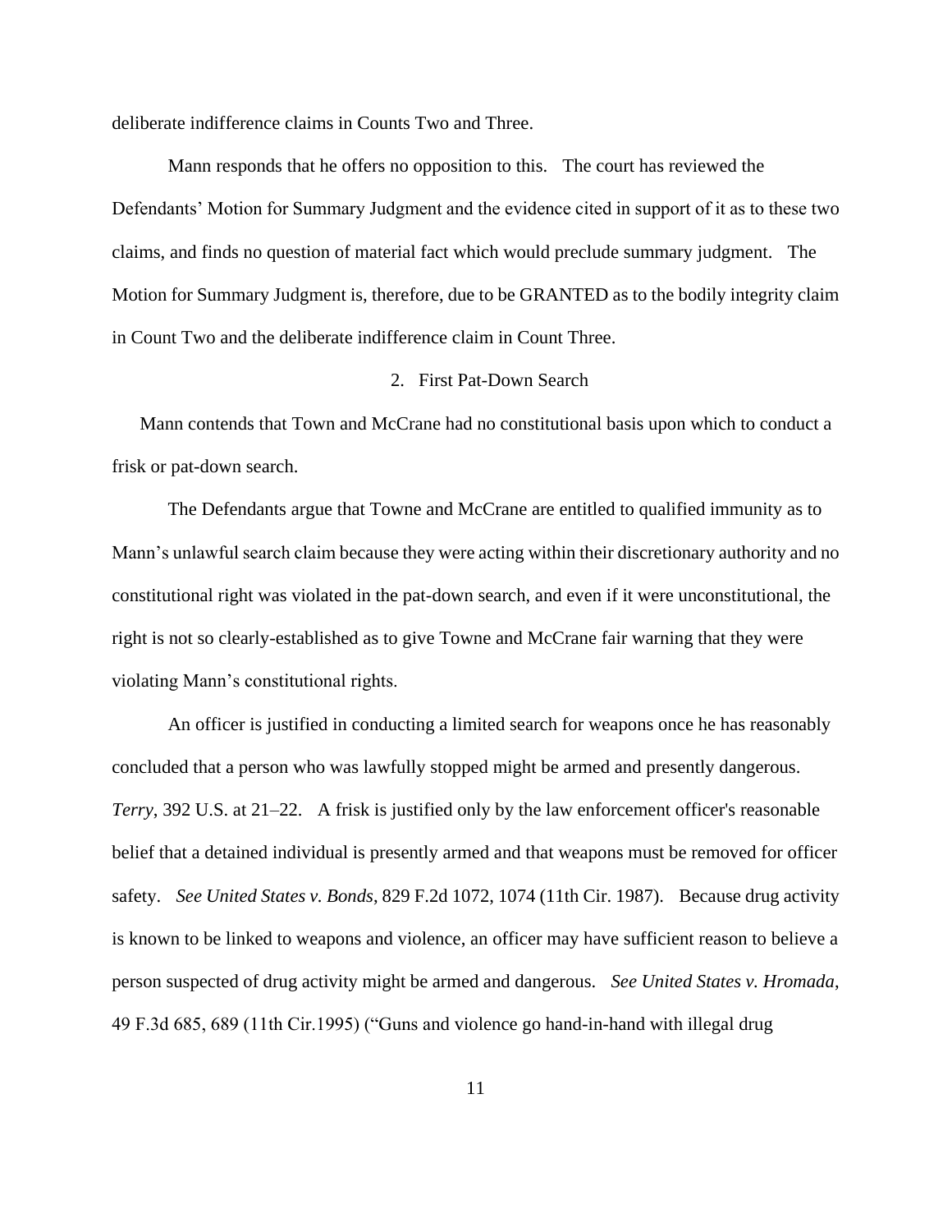deliberate indifference claims in Counts Two and Three.

Mann responds that he offers no opposition to this. The court has reviewed the Defendants' Motion for Summary Judgment and the evidence cited in support of it as to these two claims, and finds no question of material fact which would preclude summary judgment. The Motion for Summary Judgment is, therefore, due to be GRANTED as to the bodily integrity claim in Count Two and the deliberate indifference claim in Count Three.

2. First Pat-Down Search

Mann contends that Town and McCrane had no constitutional basis upon which to conduct a frisk or pat-down search.

The Defendants argue that Towne and McCrane are entitled to qualified immunity as to Mann's unlawful search claim because they were acting within their discretionary authority and no constitutional right was violated in the pat-down search, and even if it were unconstitutional, the right is not so clearly-established as to give Towne and McCrane fair warning that they were violating Mann's constitutional rights.

An officer is justified in conducting a limited search for weapons once he has reasonably concluded that a person who was lawfully stopped might be armed and presently dangerous. *Terry*, 392 U.S. at 21–22. A frisk is justified only by the law enforcement officer's reasonable belief that a detained individual is presently armed and that weapons must be removed for officer safety. *See United States v. Bonds*, 829 F.2d 1072, 1074 (11th Cir. 1987). Because drug activity is known to be linked to weapons and violence, an officer may have sufficient reason to believe a person suspected of drug activity might be armed and dangerous. *See United States v. Hromada*, 49 F.3d 685, 689 (11th Cir.1995) ("Guns and violence go hand-in-hand with illegal drug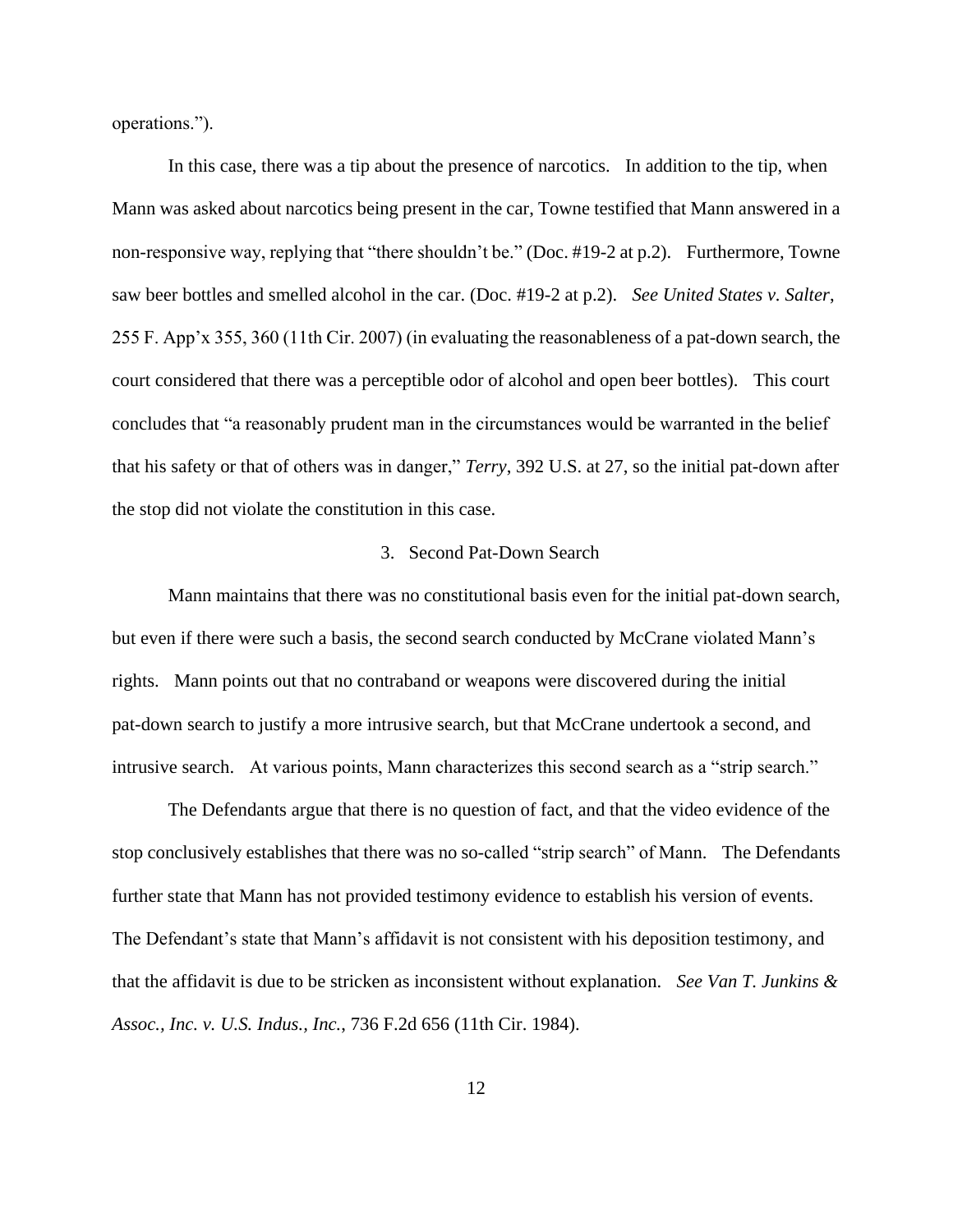operations.").

In this case, there was a tip about the presence of narcotics. In addition to the tip, when Mann was asked about narcotics being present in the car, Towne testified that Mann answered in a non-responsive way, replying that "there shouldn't be." (Doc. #19-2 at p.2). Furthermore, Towne saw beer bottles and smelled alcohol in the car. (Doc. #19-2 at p.2). *See United States v. Salter*, 255 F. App'x 355, 360 (11th Cir. 2007) (in evaluating the reasonableness of a pat-down search, the court considered that there was a perceptible odor of alcohol and open beer bottles). This court concludes that "a reasonably prudent man in the circumstances would be warranted in the belief that his safety or that of others was in danger," *Terry*, 392 U.S. at 27, so the initial pat-down after the stop did not violate the constitution in this case.

### 3. Second Pat-Down Search

Mann maintains that there was no constitutional basis even for the initial pat-down search, but even if there were such a basis, the second search conducted by McCrane violated Mann's rights. Mann points out that no contraband or weapons were discovered during the initial pat-down search to justify a more intrusive search, but that McCrane undertook a second, and intrusive search. At various points, Mann characterizes this second search as a "strip search."

The Defendants argue that there is no question of fact, and that the video evidence of the stop conclusively establishes that there was no so-called "strip search" of Mann. The Defendants further state that Mann has not provided testimony evidence to establish his version of events. The Defendant's state that Mann's affidavit is not consistent with his deposition testimony, and that the affidavit is due to be stricken as inconsistent without explanation. *See Van T. Junkins & Assoc., Inc. v. U.S. Indus., Inc.*, 736 F.2d 656 (11th Cir. 1984).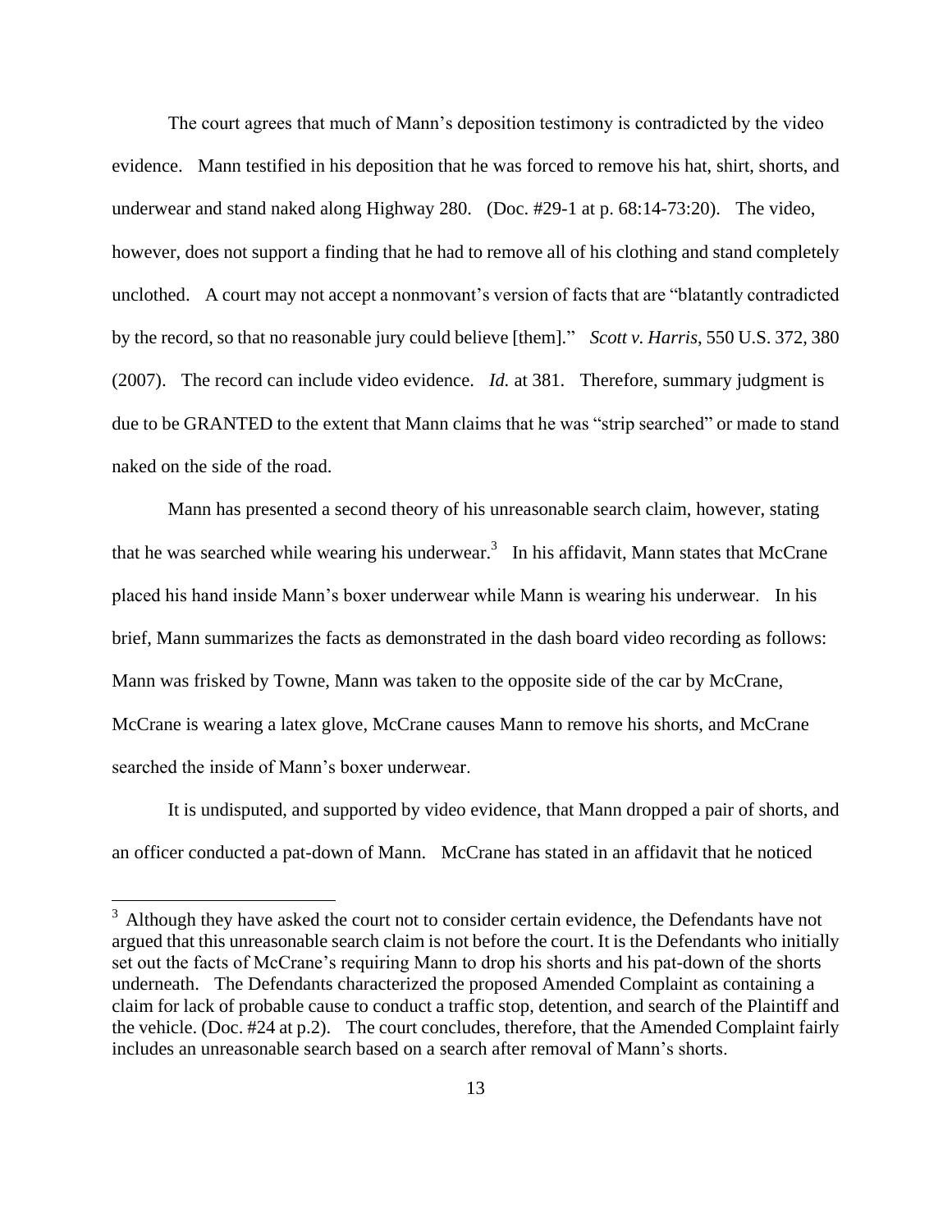The court agrees that much of Mann's deposition testimony is contradicted by the video evidence. Mann testified in his deposition that he was forced to remove his hat, shirt, shorts, and underwear and stand naked along Highway 280. (Doc. #29-1 at p. 68:14-73:20). The video, however, does not support a finding that he had to remove all of his clothing and stand completely unclothed. A court may not accept a nonmovant's version of facts that are "blatantly contradicted by the record, so that no reasonable jury could believe [them]." *Scott v. Harris*, 550 U.S. 372, 380 (2007). The record can include video evidence. *Id.* at 381. Therefore, summary judgment is due to be GRANTED to the extent that Mann claims that he was "strip searched" or made to stand naked on the side of the road.

Mann has presented a second theory of his unreasonable search claim, however, stating that he was searched while wearing his underwear.[3] In his affidavit, Mann states that McCrane placed his hand inside Mann's boxer underwear while Mann is wearing his underwear. In his brief, Mann summarizes the facts as demonstrated in the dash board video recording as follows: Mann was frisked by Towne, Mann was taken to the opposite side of the car by McCrane, McCrane is wearing a latex glove, McCrane causes Mann to remove his shorts, and McCrane searched the inside of Mann's boxer underwear.

It is undisputed, and supported by video evidence, that Mann dropped a pair of shorts, and an officer conducted a pat-down of Mann. McCrane has stated in an affidavit that he noticed

---

[3] Although they have asked the court not to consider certain evidence, the Defendants have not argued that this unreasonable search claim is not before the court. It is the Defendants who initially set out the facts of McCrane's requiring Mann to drop his shorts and his pat-down of the shorts underneath. The Defendants characterized the proposed Amended Complaint as containing a claim for lack of probable cause to conduct a traffic stop, detention, and search of the Plaintiff and the vehicle. (Doc. #24 at p.2). The court concludes, therefore, that the Amended Complaint fairly includes an unreasonable search based on a search after removal of Mann's shorts.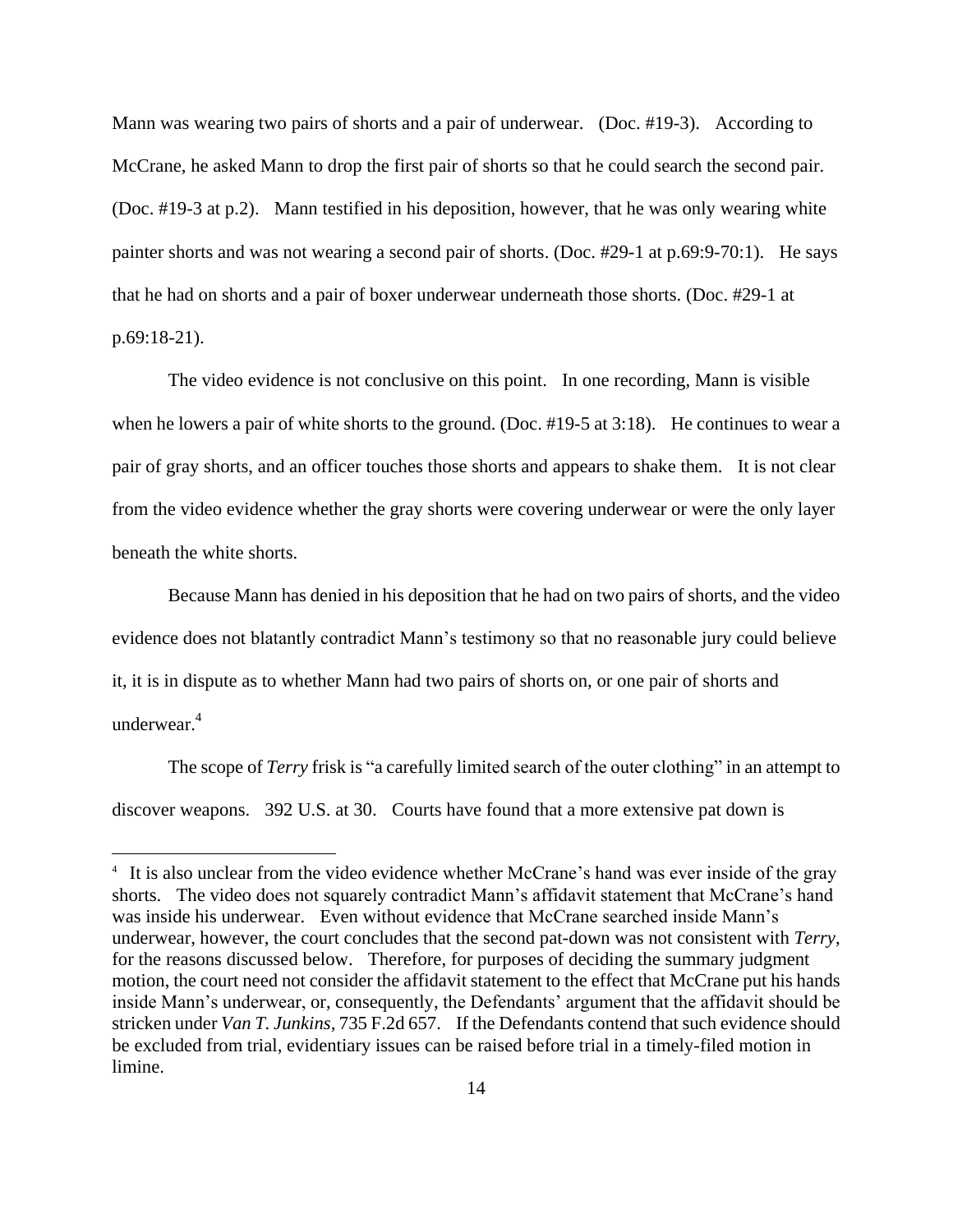Mann was wearing two pairs of shorts and a pair of underwear. (Doc. #19-3). According to McCrane, he asked Mann to drop the first pair of shorts so that he could search the second pair. (Doc. #19-3 at p.2). Mann testified in his deposition, however, that he was only wearing white painter shorts and was not wearing a second pair of shorts. (Doc. #29-1 at p.69:9-70:1). He says that he had on shorts and a pair of boxer underwear underneath those shorts. (Doc. #29-1 at p.69:18-21).

The video evidence is not conclusive on this point. In one recording, Mann is visible when he lowers a pair of white shorts to the ground. (Doc. #19-5 at 3:18). He continues to wear a pair of gray shorts, and an officer touches those shorts and appears to shake them. It is not clear from the video evidence whether the gray shorts were covering underwear or were the only layer beneath the white shorts.

Because Mann has denied in his deposition that he had on two pairs of shorts, and the video evidence does not blatantly contradict Mann's testimony so that no reasonable jury could believe it, it is in dispute as to whether Mann had two pairs of shorts on, or one pair of shorts and underwear.[4]

The scope of *Terry* frisk is "a carefully limited search of the outer clothing" in an attempt to discover weapons. 392 U.S. at 30. Courts have found that a more extensive pat down is

---

[4] It is also unclear from the video evidence whether McCrane's hand was ever inside of the gray shorts. The video does not squarely contradict Mann's affidavit statement that McCrane's hand was inside his underwear. Even without evidence that McCrane searched inside Mann's underwear, however, the court concludes that the second pat-down was not consistent with *Terry*, for the reasons discussed below. Therefore, for purposes of deciding the summary judgment motion, the court need not consider the affidavit statement to the effect that McCrane put his hands inside Mann's underwear, or, consequently, the Defendants' argument that the affidavit should be stricken under *Van T. Junkins*, 735 F.2d 657. If the Defendants contend that such evidence should be excluded from trial, evidentiary issues can be raised before trial in a timely-filed motion in limine.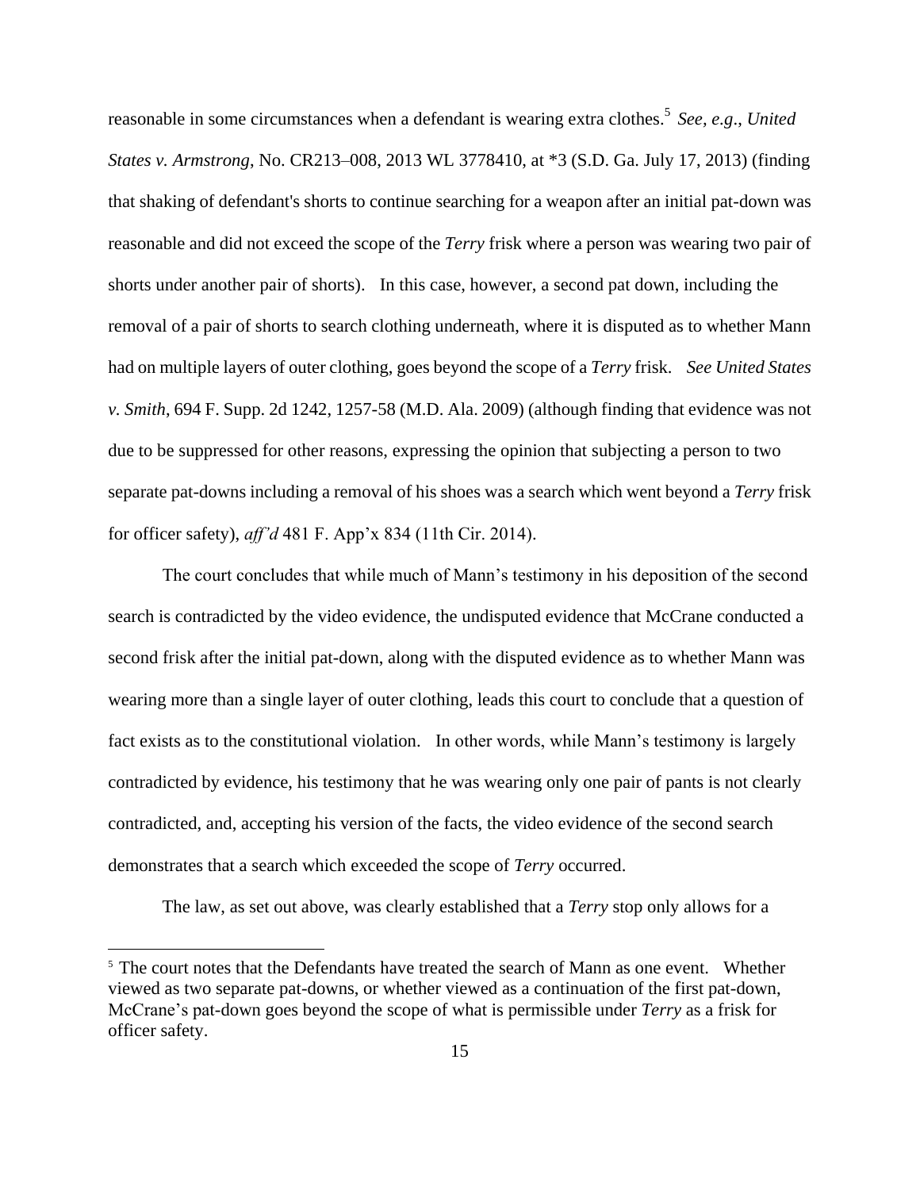reasonable in some circumstances when a defendant is wearing extra clothes.[5] *See, e.g*., *United States v. Armstrong*, No. CR213–008, 2013 WL 3778410, at *3 (S.D. Ga. July 17, 2013) (finding that shaking of defendant's shorts to continue searching for a weapon after an initial pat-down was reasonable and did not exceed the scope of the *Terry* frisk where a person was wearing two pair of shorts under another pair of shorts). In this case, however, a second pat down, including the removal of a pair of shorts to search clothing underneath, where it is disputed as to whether Mann had on multiple layers of outer clothing, goes beyond the scope of a *Terry* frisk. *See United States v. Smith*, 694 F. Supp. 2d 1242, 1257-58 (M.D. Ala. 2009) (although finding that evidence was not due to be suppressed for other reasons, expressing the opinion that subjecting a person to two separate pat-downs including a removal of his shoes was a search which went beyond a *Terry* frisk for officer safety), *aff'd* 481 F. App'x 834 (11th Cir. 2014).

The court concludes that while much of Mann's testimony in his deposition of the second search is contradicted by the video evidence, the undisputed evidence that McCrane conducted a second frisk after the initial pat-down, along with the disputed evidence as to whether Mann was wearing more than a single layer of outer clothing, leads this court to conclude that a question of fact exists as to the constitutional violation. In other words, while Mann's testimony is largely contradicted by evidence, his testimony that he was wearing only one pair of pants is not clearly contradicted, and, accepting his version of the facts, the video evidence of the second search demonstrates that a search which exceeded the scope of *Terry* occurred.

The law, as set out above, was clearly established that a *Terry* stop only allows for a

[5] The court notes that the Defendants have treated the search of Mann as one event. Whether viewed as two separate pat-downs, or whether viewed as a continuation of the first pat-down, McCrane's pat-down goes beyond the scope of what is permissible under *Terry* as a frisk for officer safety.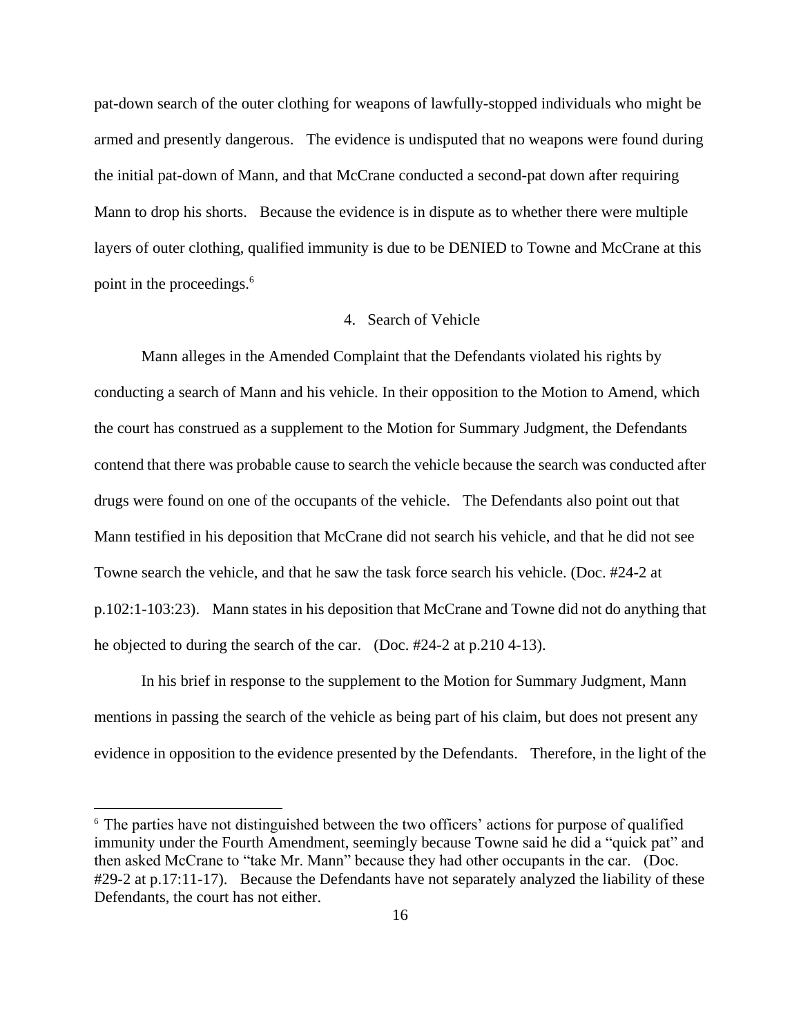pat-down search of the outer clothing for weapons of lawfully-stopped individuals who might be armed and presently dangerous. The evidence is undisputed that no weapons were found during the initial pat-down of Mann, and that McCrane conducted a second-pat down after requiring Mann to drop his shorts. Because the evidence is in dispute as to whether there were multiple layers of outer clothing, qualified immunity is due to be DENIED to Towne and McCrane at this point in the proceedings.[6]

4. Search of Vehicle

Mann alleges in the Amended Complaint that the Defendants violated his rights by conducting a search of Mann and his vehicle. In their opposition to the Motion to Amend, which the court has construed as a supplement to the Motion for Summary Judgment, the Defendants contend that there was probable cause to search the vehicle because the search was conducted after drugs were found on one of the occupants of the vehicle. The Defendants also point out that Mann testified in his deposition that McCrane did not search his vehicle, and that he did not see Towne search the vehicle, and that he saw the task force search his vehicle. (Doc. #24-2 at p.102:1-103:23). Mann states in his deposition that McCrane and Towne did not do anything that he objected to during the search of the car. (Doc. #24-2 at p.210 4-13).

In his brief in response to the supplement to the Motion for Summary Judgment, Mann mentions in passing the search of the vehicle as being part of his claim, but does not present any evidence in opposition to the evidence presented by the Defendants. Therefore, in the light of the

[6] The parties have not distinguished between the two officers' actions for purpose of qualified immunity under the Fourth Amendment, seemingly because Towne said he did a "quick pat" and then asked McCrane to "take Mr. Mann" because they had other occupants in the car. (Doc. #29-2 at p.17:11-17). Because the Defendants have not separately analyzed the liability of these Defendants, the court has not either.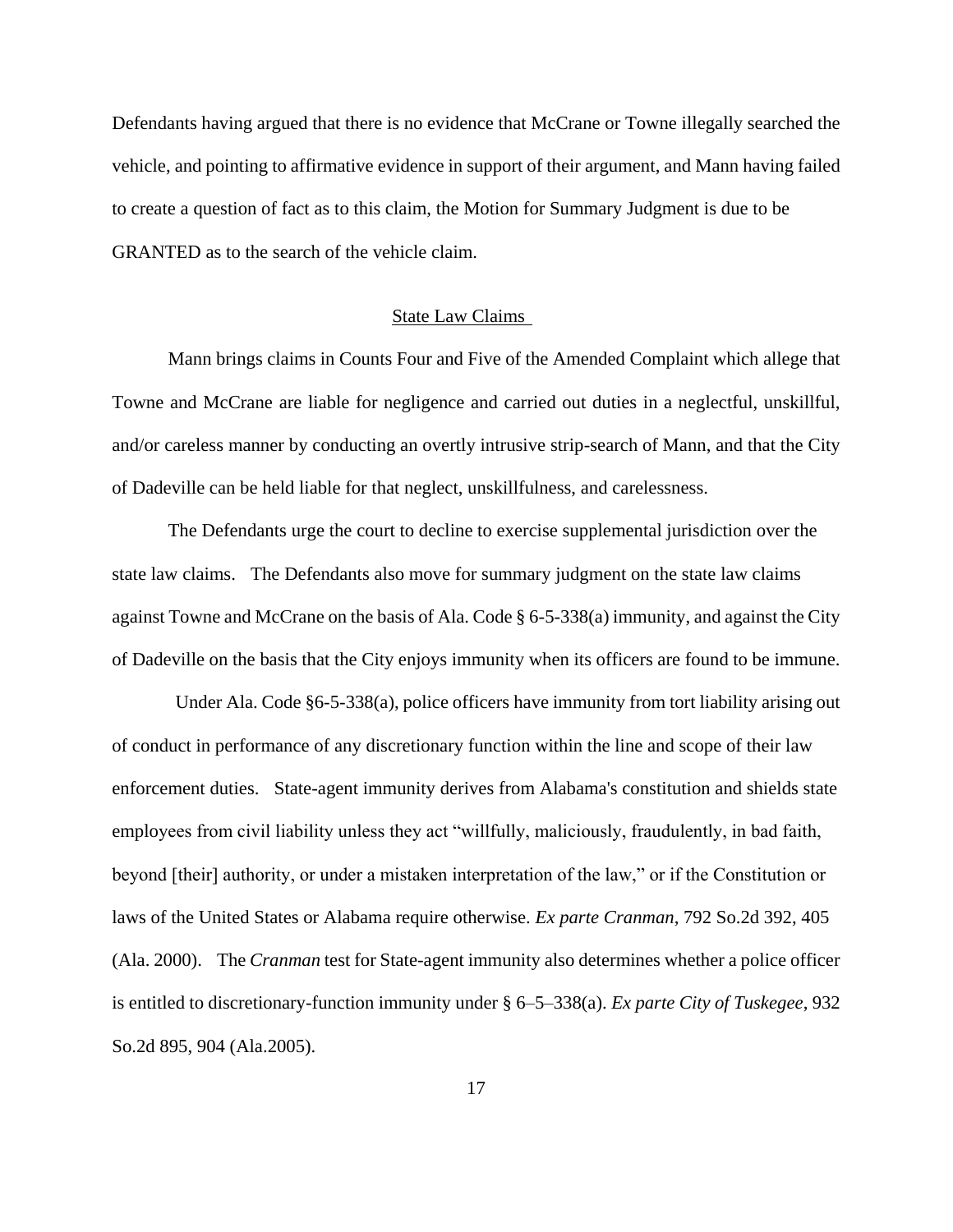Defendants having argued that there is no evidence that McCrane or Towne illegally searched the vehicle, and pointing to affirmative evidence in support of their argument, and Mann having failed to create a question of fact as to this claim, the Motion for Summary Judgment is due to be GRANTED as to the search of the vehicle claim.

<u>State Law Claims</u>

Mann brings claims in Counts Four and Five of the Amended Complaint which allege that Towne and McCrane are liable for negligence and carried out duties in a neglectful, unskillful, and/or careless manner by conducting an overtly intrusive strip-search of Mann, and that the City of Dadeville can be held liable for that neglect, unskillfulness, and carelessness.

The Defendants urge the court to decline to exercise supplemental jurisdiction over the state law claims. The Defendants also move for summary judgment on the state law claims against Towne and McCrane on the basis of Ala. Code § 6-5-338(a) immunity, and against the City of Dadeville on the basis that the City enjoys immunity when its officers are found to be immune.

Under Ala. Code §6-5-338(a), police officers have immunity from tort liability arising out of conduct in performance of any discretionary function within the line and scope of their law enforcement duties. State-agent immunity derives from Alabama's constitution and shields state employees from civil liability unless they act "willfully, maliciously, fraudulently, in bad faith, beyond [their] authority, or under a mistaken interpretation of the law," or if the Constitution or laws of the United States or Alabama require otherwise. *Ex parte Cranman*, 792 So.2d 392, 405 (Ala. 2000). The *Cranman* test for State-agent immunity also determines whether a police officer is entitled to discretionary-function immunity under § 6–5–338(a). *Ex parte City of Tuskegee*, 932 So.2d 895, 904 (Ala.2005).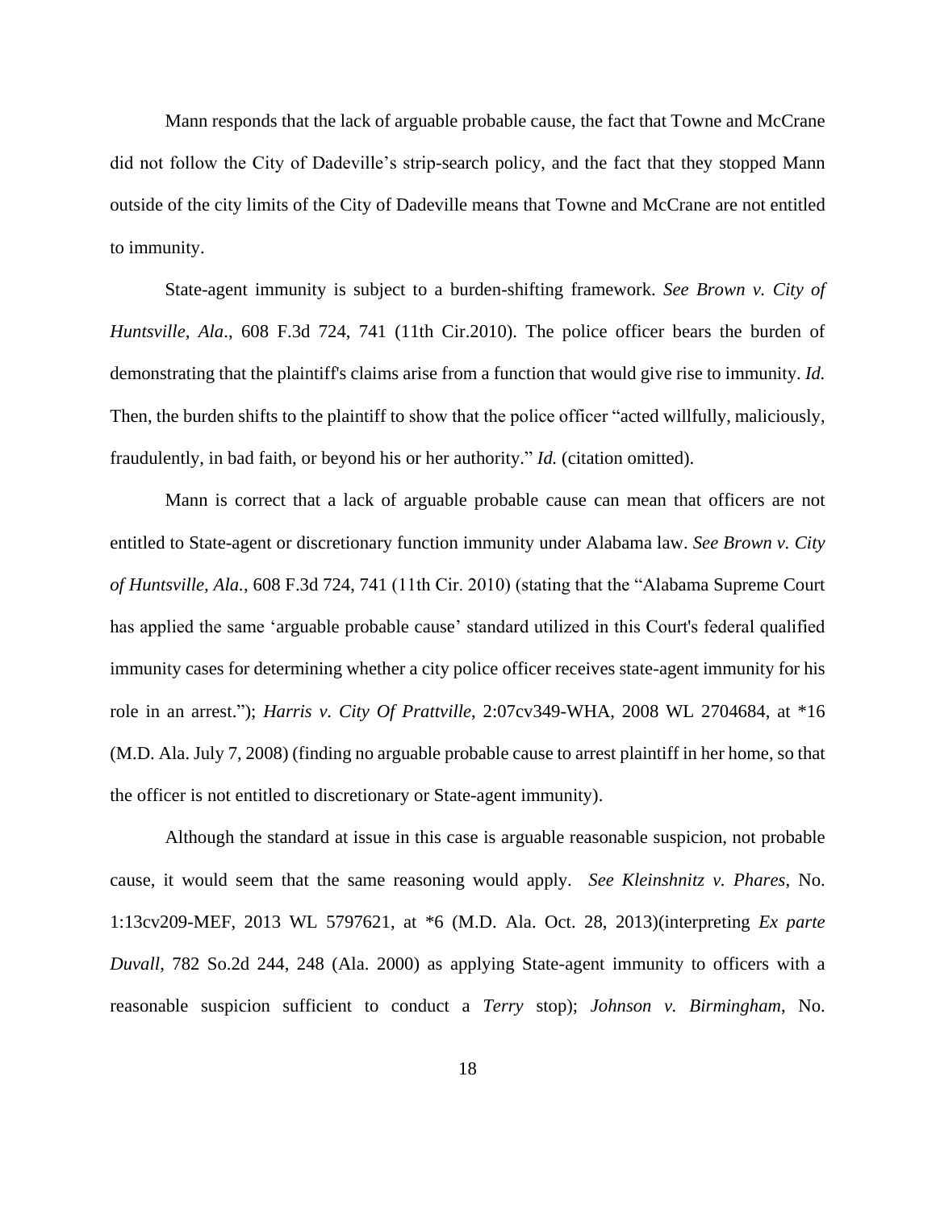Mann responds that the lack of arguable probable cause, the fact that Towne and McCrane did not follow the City of Dadeville's strip-search policy, and the fact that they stopped Mann outside of the city limits of the City of Dadeville means that Towne and McCrane are not entitled to immunity.

State-agent immunity is subject to a burden-shifting framework. *See Brown v. City of Huntsville, Ala*., 608 F.3d 724, 741 (11th Cir.2010). The police officer bears the burden of demonstrating that the plaintiff's claims arise from a function that would give rise to immunity. *Id.* Then, the burden shifts to the plaintiff to show that the police officer "acted willfully, maliciously, fraudulently, in bad faith, or beyond his or her authority." *Id.* (citation omitted).

Mann is correct that a lack of arguable probable cause can mean that officers are not entitled to State-agent or discretionary function immunity under Alabama law. *See Brown v. City of Huntsville, Ala.*, 608 F.3d 724, 741 (11th Cir. 2010) (stating that the "Alabama Supreme Court has applied the same 'arguable probable cause' standard utilized in this Court's federal qualified immunity cases for determining whether a city police officer receives state-agent immunity for his role in an arrest."); *Harris v. City Of Prattville*, 2:07cv349-WHA, 2008 WL 2704684, at *16 (M.D. Ala. July 7, 2008) (finding no arguable probable cause to arrest plaintiff in her home, so that the officer is not entitled to discretionary or State-agent immunity).

Although the standard at issue in this case is arguable reasonable suspicion, not probable cause, it would seem that the same reasoning would apply. *See Kleinshnitz v. Phares*, No. 1:13cv209-MEF, 2013 WL 5797621, at *6 (M.D. Ala. Oct. 28, 2013)(interpreting *Ex parte Duvall*, 782 So.2d 244, 248 (Ala. 2000) as applying State-agent immunity to officers with a reasonable suspicion sufficient to conduct a *Terry* stop); *Johnson v. Birmingham*, No.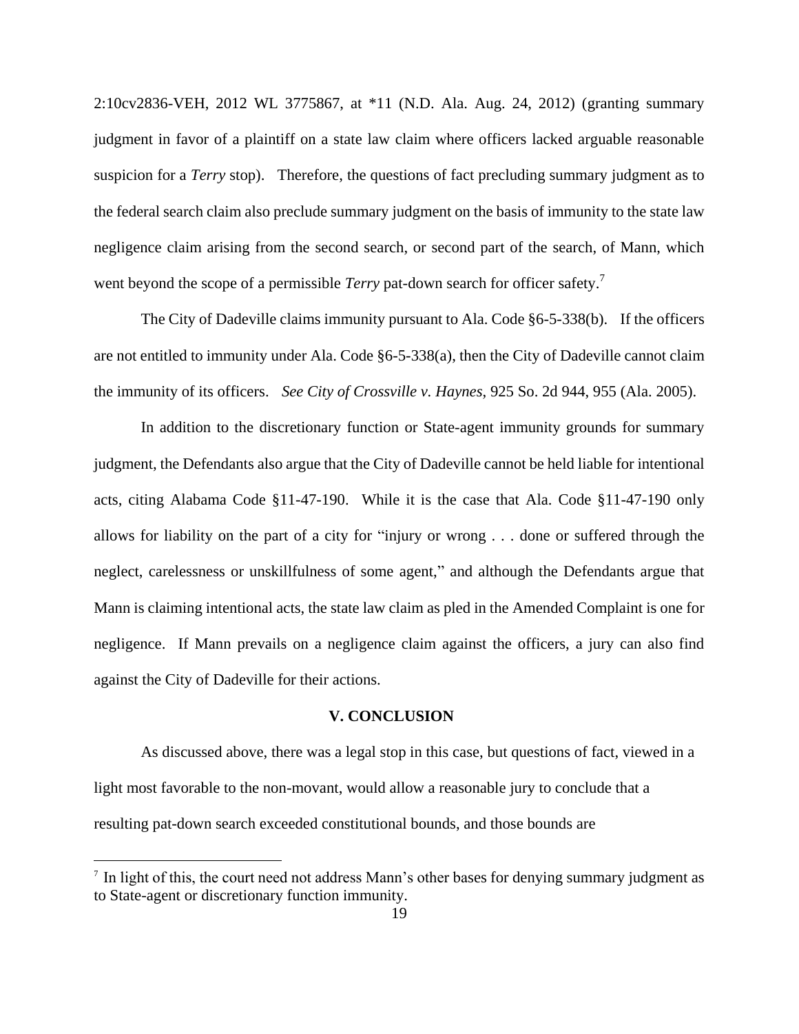2:10cv2836-VEH, 2012 WL 3775867, at *11 (N.D. Ala. Aug. 24, 2012) (granting summary judgment in favor of a plaintiff on a state law claim where officers lacked arguable reasonable suspicion for a *Terry* stop). Therefore, the questions of fact precluding summary judgment as to the federal search claim also preclude summary judgment on the basis of immunity to the state law negligence claim arising from the second search, or second part of the search, of Mann, which went beyond the scope of a permissible *Terry* pat-down search for officer safety.[7]

The City of Dadeville claims immunity pursuant to Ala. Code §6-5-338(b). If the officers are not entitled to immunity under Ala. Code §6-5-338(a), then the City of Dadeville cannot claim the immunity of its officers. *See City of Crossville v. Haynes*, 925 So. 2d 944, 955 (Ala. 2005).

In addition to the discretionary function or State-agent immunity grounds for summary judgment, the Defendants also argue that the City of Dadeville cannot be held liable for intentional acts, citing Alabama Code §11-47-190. While it is the case that Ala. Code §11-47-190 only allows for liability on the part of a city for "injury or wrong . . . done or suffered through the neglect, carelessness or unskillfulness of some agent," and although the Defendants argue that Mann is claiming intentional acts, the state law claim as pled in the Amended Complaint is one for negligence. If Mann prevails on a negligence claim against the officers, a jury can also find against the City of Dadeville for their actions.

## V. CONCLUSION

As discussed above, there was a legal stop in this case, but questions of fact, viewed in a light most favorable to the non-movant, would allow a reasonable jury to conclude that a resulting pat-down search exceeded constitutional bounds, and those bounds are

[7] In light of this, the court need not address Mann's other bases for denying summary judgment as to State-agent or discretionary function immunity.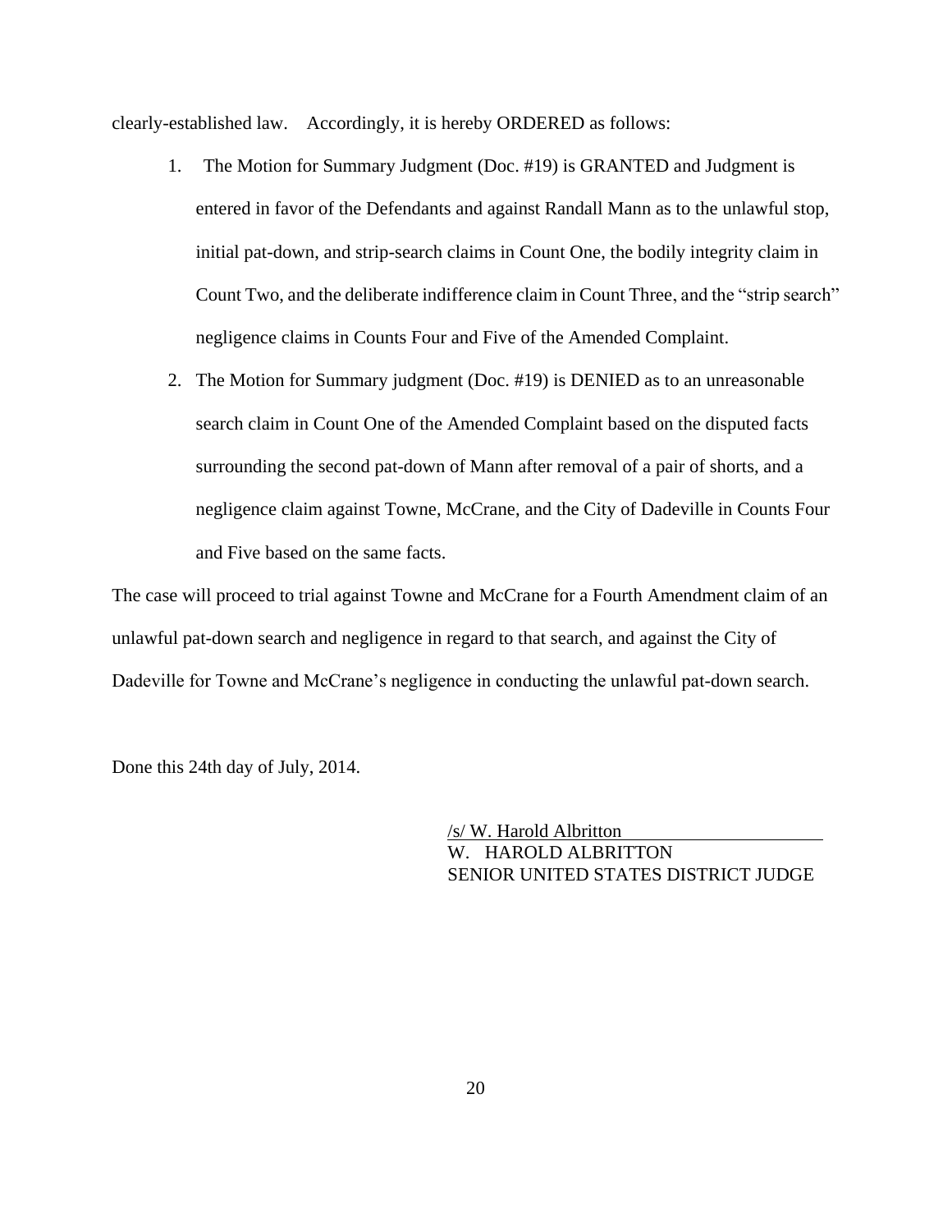clearly-established law. Accordingly, it is hereby ORDERED as follows:

1. The Motion for Summary Judgment (Doc. #19) is GRANTED and Judgment is entered in favor of the Defendants and against Randall Mann as to the unlawful stop, initial pat-down, and strip-search claims in Count One, the bodily integrity claim in Count Two, and the deliberate indifference claim in Count Three, and the "strip search" negligence claims in Counts Four and Five of the Amended Complaint.

2. The Motion for Summary judgment (Doc. #19) is DENIED as to an unreasonable search claim in Count One of the Amended Complaint based on the disputed facts surrounding the second pat-down of Mann after removal of a pair of shorts, and a negligence claim against Towne, McCrane, and the City of Dadeville in Counts Four and Five based on the same facts.

The case will proceed to trial against Towne and McCrane for a Fourth Amendment claim of an unlawful pat-down search and negligence in regard to that search, and against the City of Dadeville for Towne and McCrane's negligence in conducting the unlawful pat-down search.

Done this 24th day of July, 2014.

/s/ W. Harold Albritton
W. HAROLD ALBRITTON
SENIOR UNITED STATES DISTRICT JUDGE